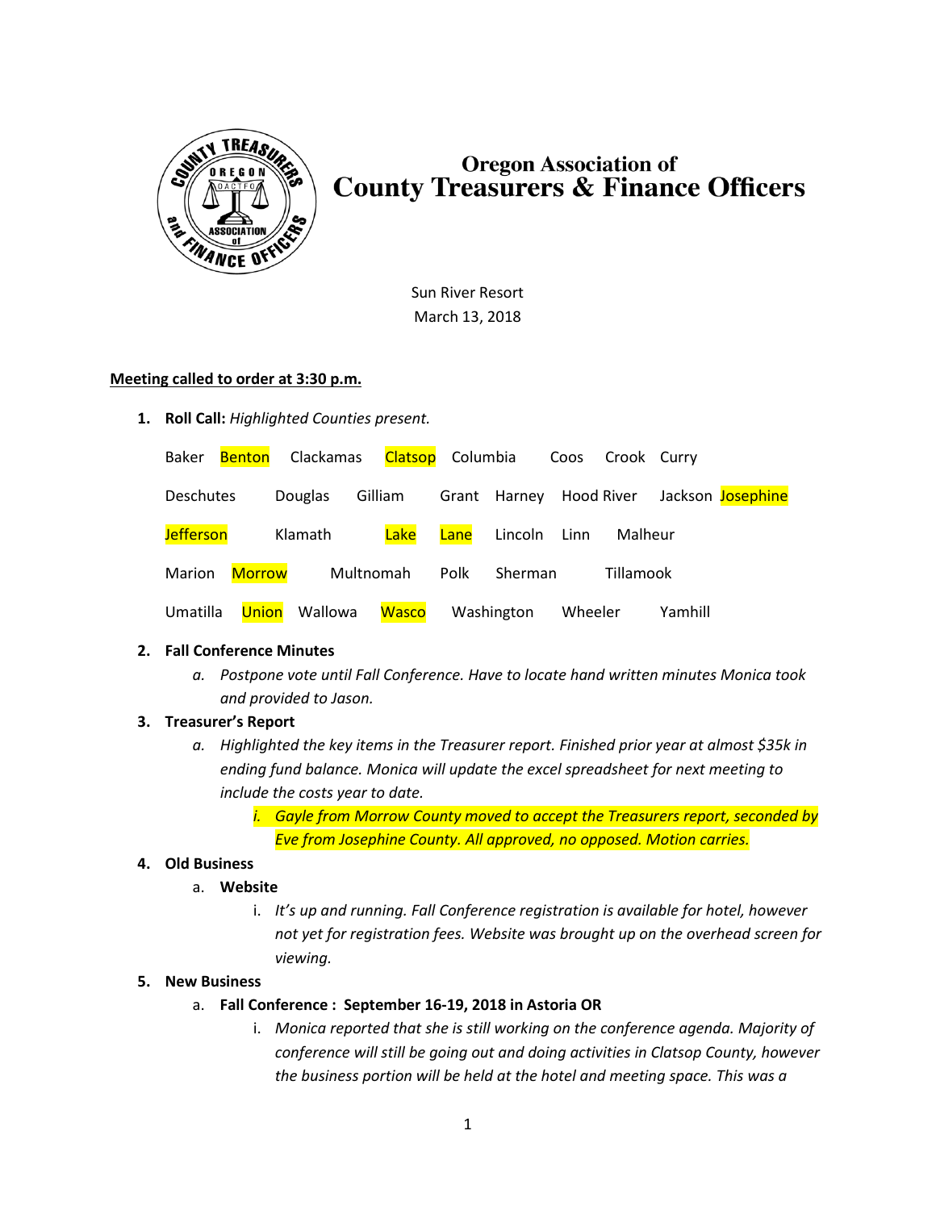# Oregon Association of County Treasurers & Finance Officers

Sun River Resort
March 13, 2018

**Meeting called to order at 3:30 p.m.**

1. **Roll Call:** *Highlighted Counties present.*

| | | | | | | | |
|---|---|---|---|---|---|---|---|
| Baker | Benton | Clackamas | Clatsop | Columbia | Coos | Crook | Curry |
| Deschutes | Douglas | Gilliam | Grant | Harney | Hood River | Jackson | Josephine |
| Jefferson | Klamath | Lake | Lane | Lincoln | Linn | Malheur | |
| Marion | Morrow | Multnomah | Polk | Sherman | Tillamook | | |
| Umatilla | Union | Wallowa | Wasco | Washington | Wheeler | Yamhill | |

2. **Fall Conference Minutes**
   a. *Postpone vote until Fall Conference. Have to locate hand written minutes Monica took and provided to Jason.*

3. **Treasurer's Report**
   a. *Highlighted the key items in the Treasurer report. Finished prior year at almost $35k in ending fund balance. Monica will update the excel spreadsheet for next meeting to include the costs year to date.*
      i. *Gayle from Morrow County moved to accept the Treasurers report, seconded by Eve from Josephine County. All approved, no opposed. Motion carries.*

4. **Old Business**
   a. **Website**
      i. *It's up and running. Fall Conference registration is available for hotel, however not yet for registration fees. Website was brought up on the overhead screen for viewing.*

5. **New Business**
   a. **Fall Conference : September 16-19, 2018 in Astoria OR**
      i. *Monica reported that she is still working on the conference agenda. Majority of conference will still be going out and doing activities in Clatsop County, however the business portion will be held at the hotel and meeting space. This was a*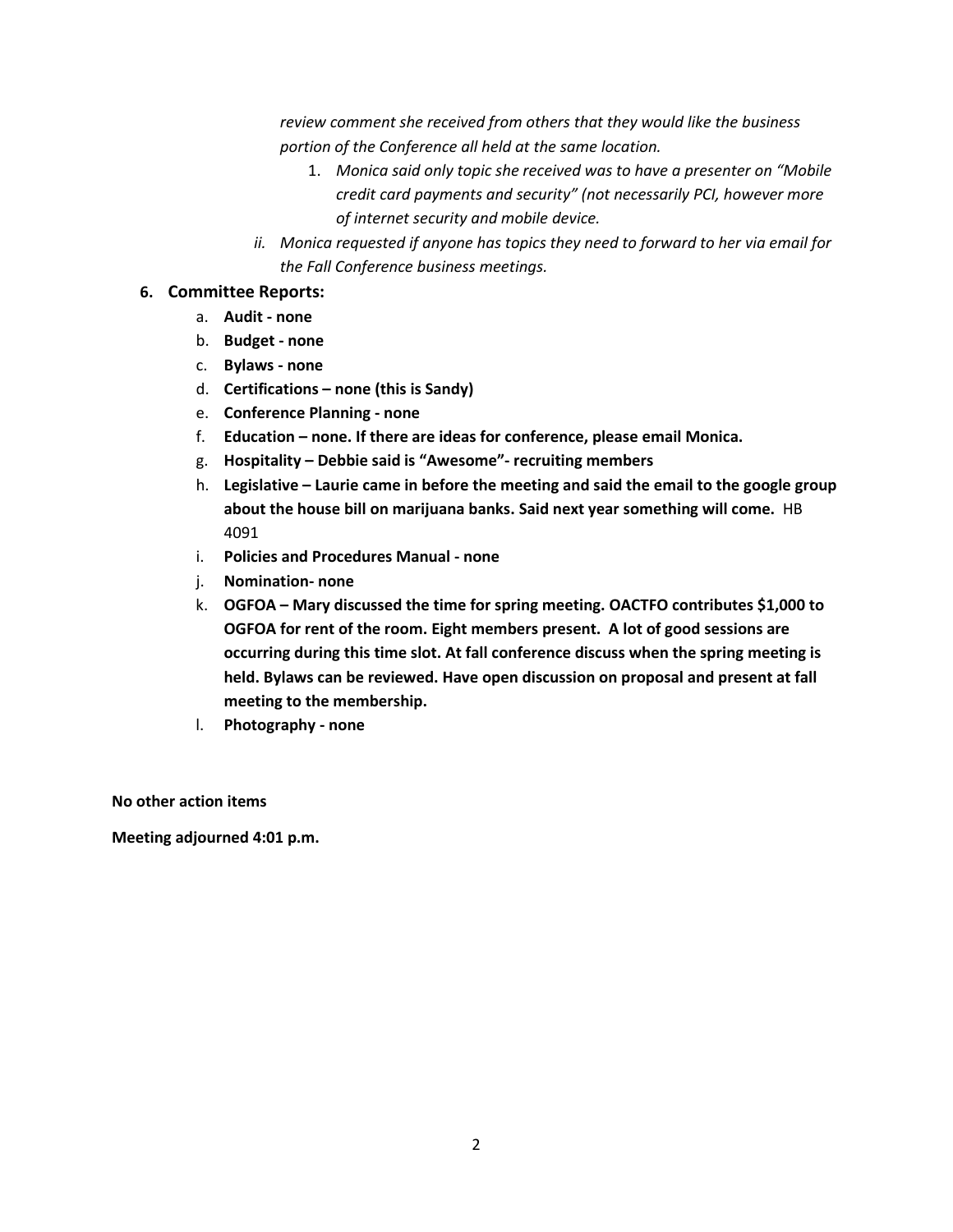*review comment she received from others that they would like the business portion of the Conference all held at the same location.*

1. *Monica said only topic she received was to have a presenter on "Mobile credit card payments and security" (not necessarily PCI, however more of internet security and mobile device.*

ii. *Monica requested if anyone has topics they need to forward to her via email for the Fall Conference business meetings.*

**6. Committee Reports:**

a. **Audit - none**
b. **Budget - none**
c. **Bylaws - none**
d. **Certifications – none (this is Sandy)**
e. **Conference Planning - none**
f. **Education – none. If there are ideas for conference, please email Monica.**
g. **Hospitality – Debbie said is "Awesome"- recruiting members**
h. **Legislative – Laurie came in before the meeting and said the email to the google group about the house bill on marijuana banks. Said next year something will come.** HB 4091
i. **Policies and Procedures Manual - none**
j. **Nomination- none**
k. **OGFOA – Mary discussed the time for spring meeting. OACTFO contributes $1,000 to OGFOA for rent of the room. Eight members present. A lot of good sessions are occurring during this time slot. At fall conference discuss when the spring meeting is held. Bylaws can be reviewed. Have open discussion on proposal and present at fall meeting to the membership.**
l. **Photography - none**

**No other action items**

**Meeting adjourned 4:01 p.m.**